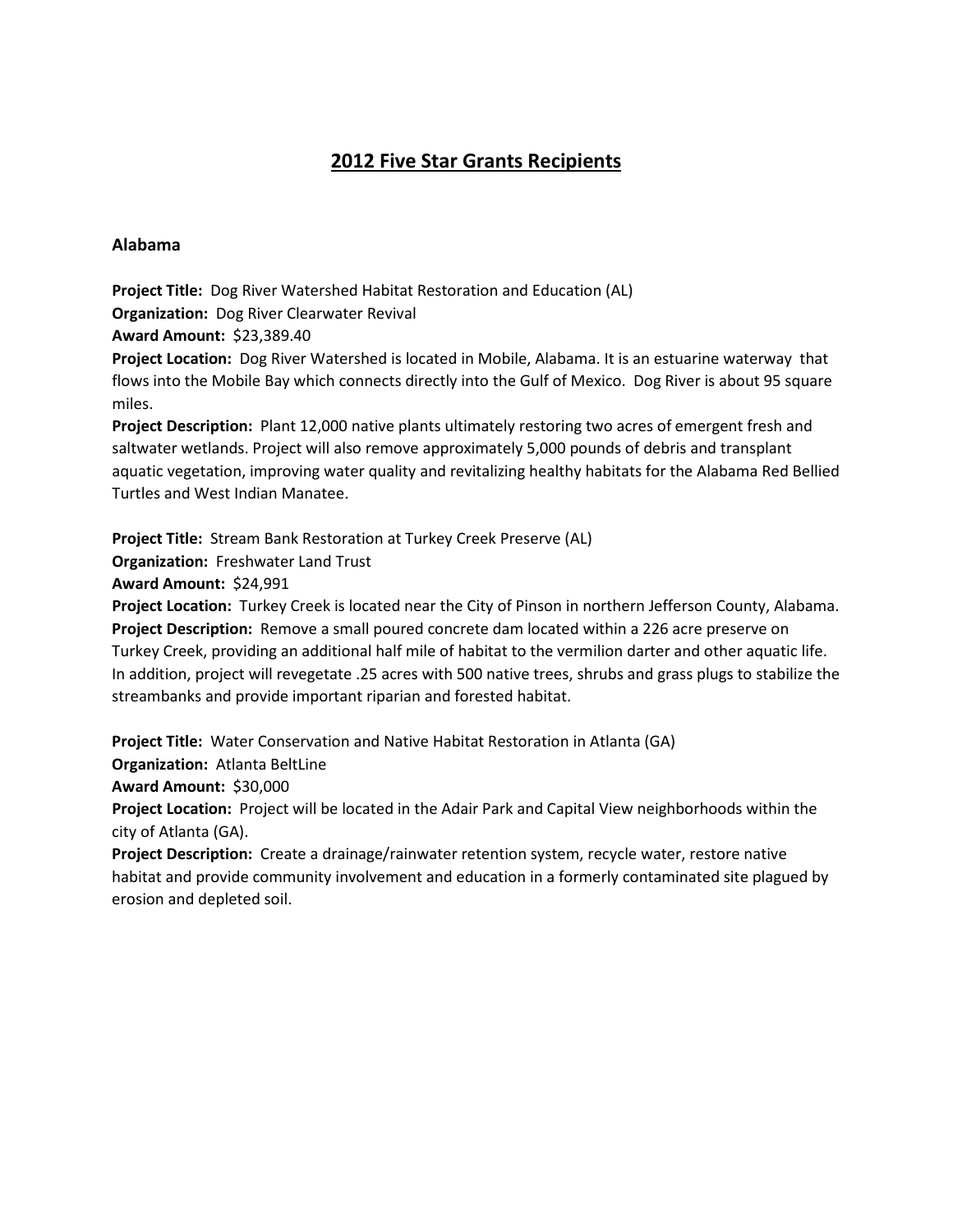# 2012 Five Star Grants Recipients

## Alabama

**Project Title:** Dog River Watershed Habitat Restoration and Education (AL)
**Organization:** Dog River Clearwater Revival
**Award Amount:** $23,389.40
**Project Location:** Dog River Watershed is located in Mobile, Alabama. It is an estuarine waterway that flows into the Mobile Bay which connects directly into the Gulf of Mexico. Dog River is about 95 square miles.
**Project Description:** Plant 12,000 native plants ultimately restoring two acres of emergent fresh and saltwater wetlands. Project will also remove approximately 5,000 pounds of debris and transplant aquatic vegetation, improving water quality and revitalizing healthy habitats for the Alabama Red Bellied Turtles and West Indian Manatee.

**Project Title:** Stream Bank Restoration at Turkey Creek Preserve (AL)
**Organization:** Freshwater Land Trust
**Award Amount:** $24,991
**Project Location:** Turkey Creek is located near the City of Pinson in northern Jefferson County, Alabama.
**Project Description:** Remove a small poured concrete dam located within a 226 acre preserve on Turkey Creek, providing an additional half mile of habitat to the vermilion darter and other aquatic life. In addition, project will revegetate .25 acres with 500 native trees, shrubs and grass plugs to stabilize the streambanks and provide important riparian and forested habitat.

**Project Title:** Water Conservation and Native Habitat Restoration in Atlanta (GA)
**Organization:** Atlanta BeltLine
**Award Amount:** $30,000
**Project Location:** Project will be located in the Adair Park and Capital View neighborhoods within the city of Atlanta (GA).
**Project Description:** Create a drainage/rainwater retention system, recycle water, restore native habitat and provide community involvement and education in a formerly contaminated site plagued by erosion and depleted soil.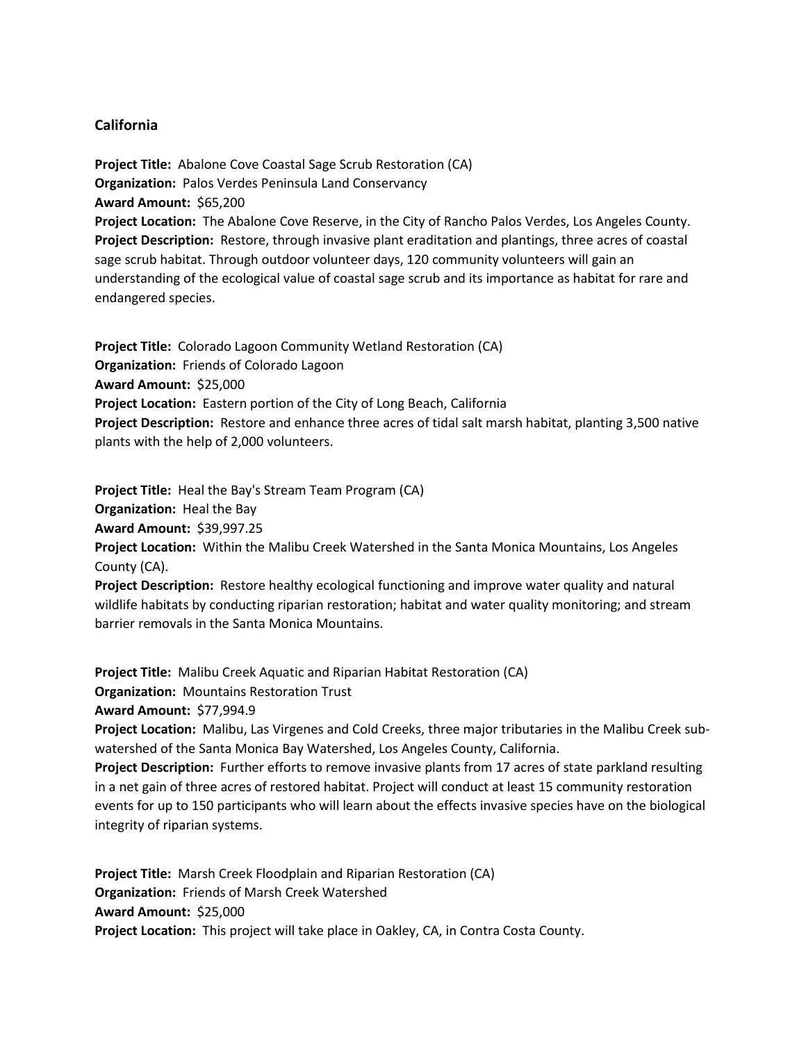## California

**Project Title:** Abalone Cove Coastal Sage Scrub Restoration (CA)
**Organization:** Palos Verdes Peninsula Land Conservancy
**Award Amount:** $65,200
**Project Location:** The Abalone Cove Reserve, in the City of Rancho Palos Verdes, Los Angeles County.
**Project Description:** Restore, through invasive plant eraditation and plantings, three acres of coastal sage scrub habitat. Through outdoor volunteer days, 120 community volunteers will gain an understanding of the ecological value of coastal sage scrub and its importance as habitat for rare and endangered species.

**Project Title:** Colorado Lagoon Community Wetland Restoration (CA)
**Organization:** Friends of Colorado Lagoon
**Award Amount:** $25,000
**Project Location:** Eastern portion of the City of Long Beach, California
**Project Description:** Restore and enhance three acres of tidal salt marsh habitat, planting 3,500 native plants with the help of 2,000 volunteers.

**Project Title:** Heal the Bay's Stream Team Program (CA)
**Organization:** Heal the Bay
**Award Amount:** $39,997.25
**Project Location:** Within the Malibu Creek Watershed in the Santa Monica Mountains, Los Angeles County (CA).
**Project Description:** Restore healthy ecological functioning and improve water quality and natural wildlife habitats by conducting riparian restoration; habitat and water quality monitoring; and stream barrier removals in the Santa Monica Mountains.

**Project Title:** Malibu Creek Aquatic and Riparian Habitat Restoration (CA)
**Organization:** Mountains Restoration Trust
**Award Amount:** $77,994.9
**Project Location:** Malibu, Las Virgenes and Cold Creeks, three major tributaries in the Malibu Creek sub-watershed of the Santa Monica Bay Watershed, Los Angeles County, California.
**Project Description:** Further efforts to remove invasive plants from 17 acres of state parkland resulting in a net gain of three acres of restored habitat. Project will conduct at least 15 community restoration events for up to 150 participants who will learn about the effects invasive species have on the biological integrity of riparian systems.

**Project Title:** Marsh Creek Floodplain and Riparian Restoration (CA)
**Organization:** Friends of Marsh Creek Watershed
**Award Amount:** $25,000
**Project Location:** This project will take place in Oakley, CA, in Contra Costa County.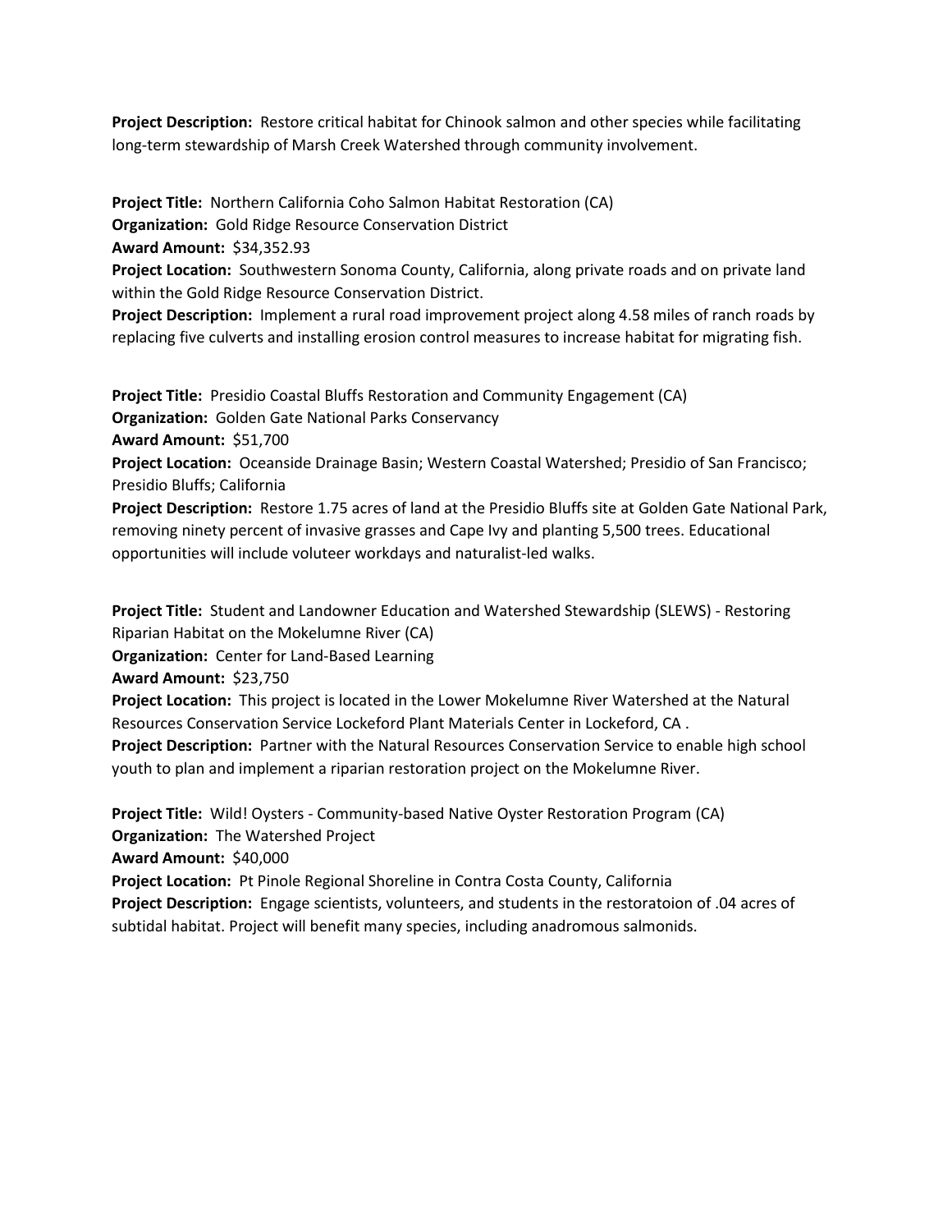**Project Description:** Restore critical habitat for Chinook salmon and other species while facilitating long-term stewardship of Marsh Creek Watershed through community involvement.

**Project Title:** Northern California Coho Salmon Habitat Restoration (CA)
**Organization:** Gold Ridge Resource Conservation District
**Award Amount:** $34,352.93
**Project Location:** Southwestern Sonoma County, California, along private roads and on private land within the Gold Ridge Resource Conservation District.
**Project Description:** Implement a rural road improvement project along 4.58 miles of ranch roads by replacing five culverts and installing erosion control measures to increase habitat for migrating fish.

**Project Title:** Presidio Coastal Bluffs Restoration and Community Engagement (CA)
**Organization:** Golden Gate National Parks Conservancy
**Award Amount:** $51,700
**Project Location:** Oceanside Drainage Basin; Western Coastal Watershed; Presidio of San Francisco; Presidio Bluffs; California
**Project Description:** Restore 1.75 acres of land at the Presidio Bluffs site at Golden Gate National Park, removing ninety percent of invasive grasses and Cape Ivy and planting 5,500 trees. Educational opportunities will include voluteer workdays and naturalist-led walks.

**Project Title:** Student and Landowner Education and Watershed Stewardship (SLEWS) - Restoring Riparian Habitat on the Mokelumne River (CA)
**Organization:** Center for Land-Based Learning
**Award Amount:** $23,750
**Project Location:** This project is located in the Lower Mokelumne River Watershed at the Natural Resources Conservation Service Lockeford Plant Materials Center in Lockeford, CA .
**Project Description:** Partner with the Natural Resources Conservation Service to enable high school youth to plan and implement a riparian restoration project on the Mokelumne River.

**Project Title:** Wild! Oysters - Community-based Native Oyster Restoration Program (CA)
**Organization:** The Watershed Project
**Award Amount:** $40,000
**Project Location:** Pt Pinole Regional Shoreline in Contra Costa County, California
**Project Description:** Engage scientists, volunteers, and students in the restoratoion of .04 acres of subtidal habitat. Project will benefit many species, including anadromous salmonids.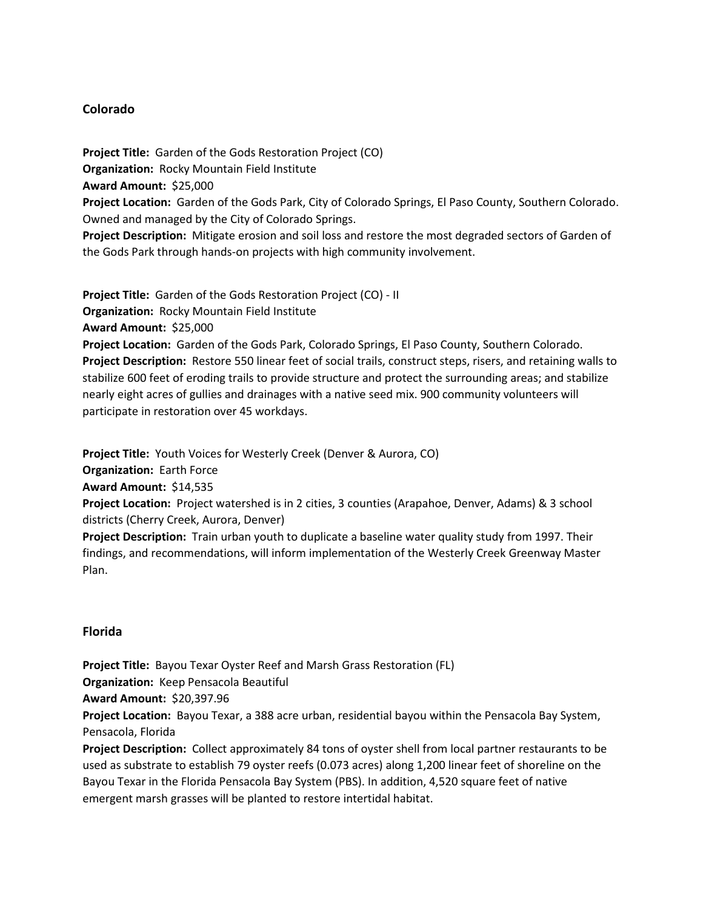## Colorado

**Project Title:** Garden of the Gods Restoration Project (CO)
**Organization:** Rocky Mountain Field Institute
**Award Amount:** $25,000
**Project Location:** Garden of the Gods Park, City of Colorado Springs, El Paso County, Southern Colorado. Owned and managed by the City of Colorado Springs.
**Project Description:** Mitigate erosion and soil loss and restore the most degraded sectors of Garden of the Gods Park through hands-on projects with high community involvement.

**Project Title:** Garden of the Gods Restoration Project (CO) - II
**Organization:** Rocky Mountain Field Institute
**Award Amount:** $25,000
**Project Location:** Garden of the Gods Park, Colorado Springs, El Paso County, Southern Colorado.
**Project Description:** Restore 550 linear feet of social trails, construct steps, risers, and retaining walls to stabilize 600 feet of eroding trails to provide structure and protect the surrounding areas; and stabilize nearly eight acres of gullies and drainages with a native seed mix. 900 community volunteers will participate in restoration over 45 workdays.

**Project Title:** Youth Voices for Westerly Creek (Denver & Aurora, CO)
**Organization:** Earth Force
**Award Amount:** $14,535
**Project Location:** Project watershed is in 2 cities, 3 counties (Arapahoe, Denver, Adams) & 3 school districts (Cherry Creek, Aurora, Denver)
**Project Description:** Train urban youth to duplicate a baseline water quality study from 1997. Their findings, and recommendations, will inform implementation of the Westerly Creek Greenway Master Plan.

## Florida

**Project Title:** Bayou Texar Oyster Reef and Marsh Grass Restoration (FL)
**Organization:** Keep Pensacola Beautiful
**Award Amount:** $20,397.96
**Project Location:** Bayou Texar, a 388 acre urban, residential bayou within the Pensacola Bay System, Pensacola, Florida
**Project Description:** Collect approximately 84 tons of oyster shell from local partner restaurants to be used as substrate to establish 79 oyster reefs (0.073 acres) along 1,200 linear feet of shoreline on the Bayou Texar in the Florida Pensacola Bay System (PBS). In addition, 4,520 square feet of native emergent marsh grasses will be planted to restore intertidal habitat.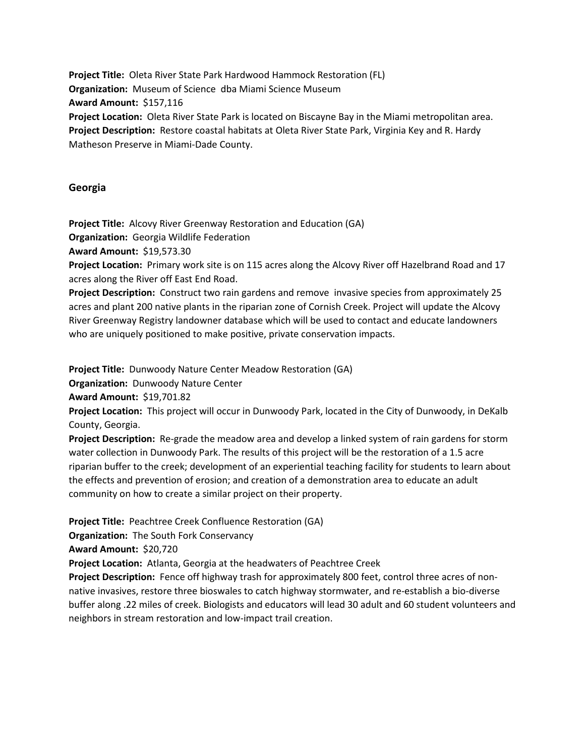**Project Title:** Oleta River State Park Hardwood Hammock Restoration (FL)
**Organization:** Museum of Science dba Miami Science Museum
**Award Amount:** $157,116
**Project Location:** Oleta River State Park is located on Biscayne Bay in the Miami metropolitan area.
**Project Description:** Restore coastal habitats at Oleta River State Park, Virginia Key and R. Hardy Matheson Preserve in Miami-Dade County.

## Georgia

**Project Title:** Alcovy River Greenway Restoration and Education (GA)
**Organization:** Georgia Wildlife Federation
**Award Amount:** $19,573.30
**Project Location:** Primary work site is on 115 acres along the Alcovy River off Hazelbrand Road and 17 acres along the River off East End Road.
**Project Description:** Construct two rain gardens and remove invasive species from approximately 25 acres and plant 200 native plants in the riparian zone of Cornish Creek. Project will update the Alcovy River Greenway Registry landowner database which will be used to contact and educate landowners who are uniquely positioned to make positive, private conservation impacts.

**Project Title:** Dunwoody Nature Center Meadow Restoration (GA)
**Organization:** Dunwoody Nature Center
**Award Amount:** $19,701.82
**Project Location:** This project will occur in Dunwoody Park, located in the City of Dunwoody, in DeKalb County, Georgia.
**Project Description:** Re-grade the meadow area and develop a linked system of rain gardens for storm water collection in Dunwoody Park. The results of this project will be the restoration of a 1.5 acre riparian buffer to the creek; development of an experiential teaching facility for students to learn about the effects and prevention of erosion; and creation of a demonstration area to educate an adult community on how to create a similar project on their property.

**Project Title:** Peachtree Creek Confluence Restoration (GA)
**Organization:** The South Fork Conservancy
**Award Amount:** $20,720
**Project Location:** Atlanta, Georgia at the headwaters of Peachtree Creek
**Project Description:** Fence off highway trash for approximately 800 feet, control three acres of non-native invasives, restore three bioswales to catch highway stormwater, and re-establish a bio-diverse buffer along .22 miles of creek. Biologists and educators will lead 30 adult and 60 student volunteers and neighbors in stream restoration and low-impact trail creation.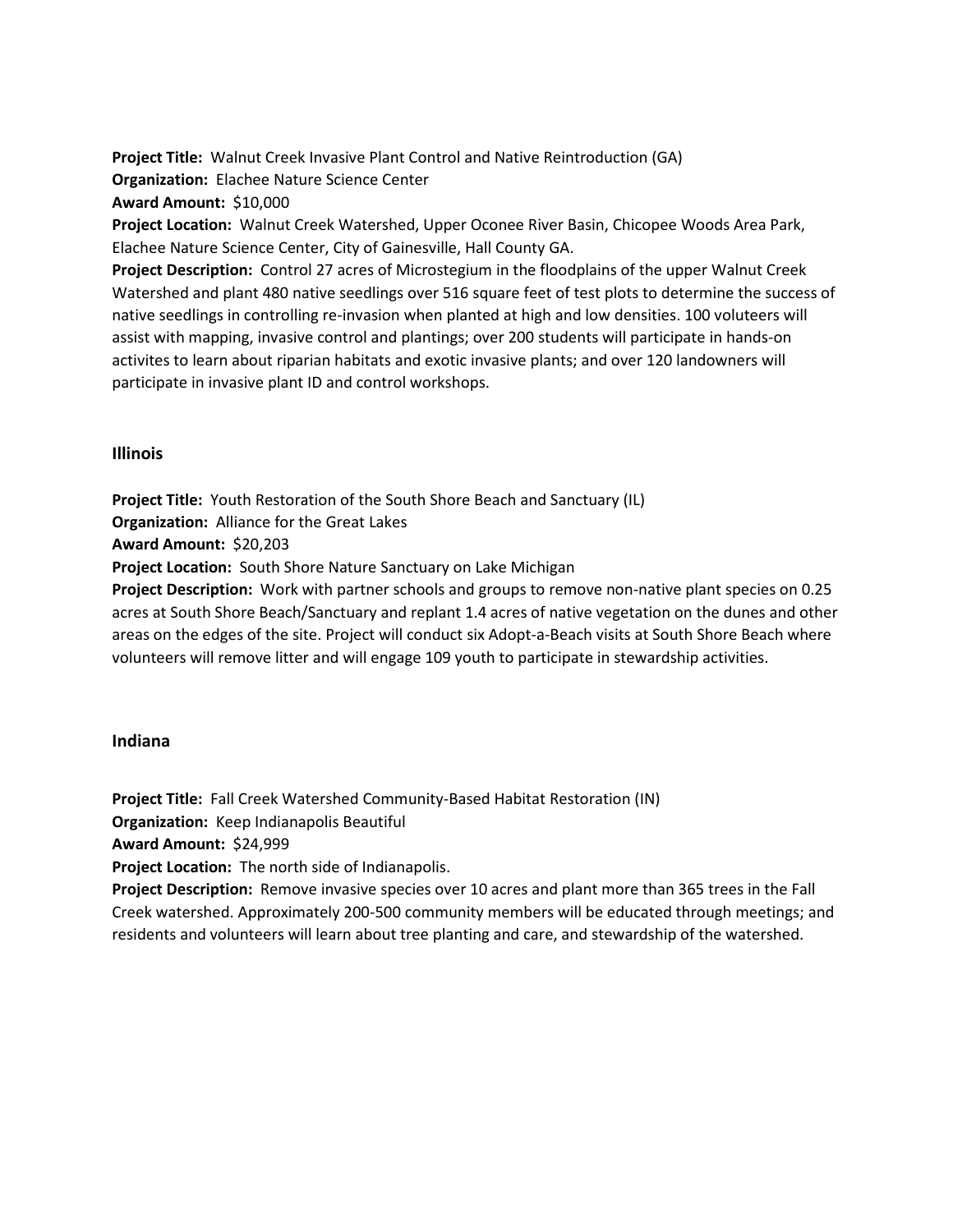**Project Title:** Walnut Creek Invasive Plant Control and Native Reintroduction (GA)
**Organization:** Elachee Nature Science Center
**Award Amount:** $10,000
**Project Location:** Walnut Creek Watershed, Upper Oconee River Basin, Chicopee Woods Area Park, Elachee Nature Science Center, City of Gainesville, Hall County GA.
**Project Description:** Control 27 acres of Microstegium in the floodplains of the upper Walnut Creek Watershed and plant 480 native seedlings over 516 square feet of test plots to determine the success of native seedlings in controlling re-invasion when planted at high and low densities. 100 voluteers will assist with mapping, invasive control and plantings; over 200 students will participate in hands-on activites to learn about riparian habitats and exotic invasive plants; and over 120 landowners will participate in invasive plant ID and control workshops.

## Illinois

**Project Title:** Youth Restoration of the South Shore Beach and Sanctuary (IL)
**Organization:** Alliance for the Great Lakes
**Award Amount:** $20,203
**Project Location:** South Shore Nature Sanctuary on Lake Michigan
**Project Description:** Work with partner schools and groups to remove non-native plant species on 0.25 acres at South Shore Beach/Sanctuary and replant 1.4 acres of native vegetation on the dunes and other areas on the edges of the site. Project will conduct six Adopt-a-Beach visits at South Shore Beach where volunteers will remove litter and will engage 109 youth to participate in stewardship activities.

## Indiana

**Project Title:** Fall Creek Watershed Community-Based Habitat Restoration (IN)
**Organization:** Keep Indianapolis Beautiful
**Award Amount:** $24,999
**Project Location:** The north side of Indianapolis.
**Project Description:** Remove invasive species over 10 acres and plant more than 365 trees in the Fall Creek watershed. Approximately 200-500 community members will be educated through meetings; and residents and volunteers will learn about tree planting and care, and stewardship of the watershed.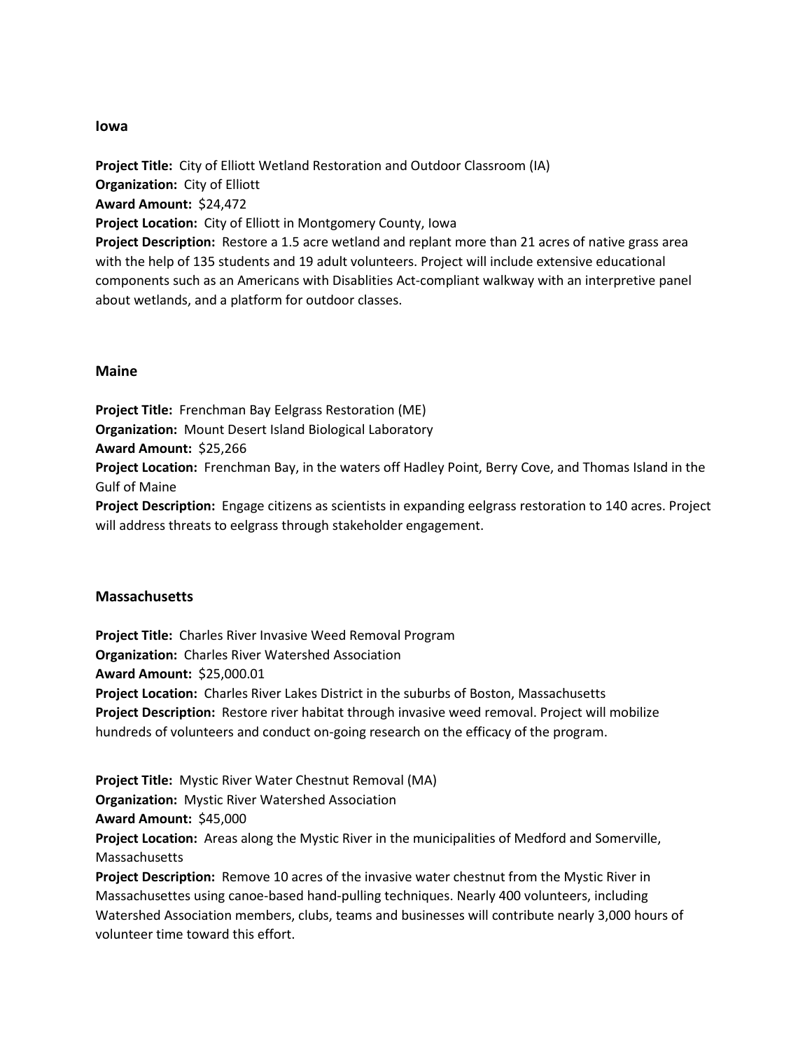## Iowa

**Project Title:** City of Elliott Wetland Restoration and Outdoor Classroom (IA)
**Organization:** City of Elliott
**Award Amount:** $24,472
**Project Location:** City of Elliott in Montgomery County, Iowa
**Project Description:** Restore a 1.5 acre wetland and replant more than 21 acres of native grass area with the help of 135 students and 19 adult volunteers. Project will include extensive educational components such as an Americans with Disablities Act-compliant walkway with an interpretive panel about wetlands, and a platform for outdoor classes.

## Maine

**Project Title:** Frenchman Bay Eelgrass Restoration (ME)
**Organization:** Mount Desert Island Biological Laboratory
**Award Amount:** $25,266
**Project Location:** Frenchman Bay, in the waters off Hadley Point, Berry Cove, and Thomas Island in the Gulf of Maine
**Project Description:** Engage citizens as scientists in expanding eelgrass restoration to 140 acres. Project will address threats to eelgrass through stakeholder engagement.

## Massachusetts

**Project Title:** Charles River Invasive Weed Removal Program
**Organization:** Charles River Watershed Association
**Award Amount:** $25,000.01
**Project Location:** Charles River Lakes District in the suburbs of Boston, Massachusetts
**Project Description:** Restore river habitat through invasive weed removal. Project will mobilize hundreds of volunteers and conduct on-going research on the efficacy of the program.

**Project Title:** Mystic River Water Chestnut Removal (MA)
**Organization:** Mystic River Watershed Association
**Award Amount:** $45,000
**Project Location:** Areas along the Mystic River in the municipalities of Medford and Somerville, Massachusetts
**Project Description:** Remove 10 acres of the invasive water chestnut from the Mystic River in Massachusettes using canoe-based hand-pulling techniques. Nearly 400 volunteers, including Watershed Association members, clubs, teams and businesses will contribute nearly 3,000 hours of volunteer time toward this effort.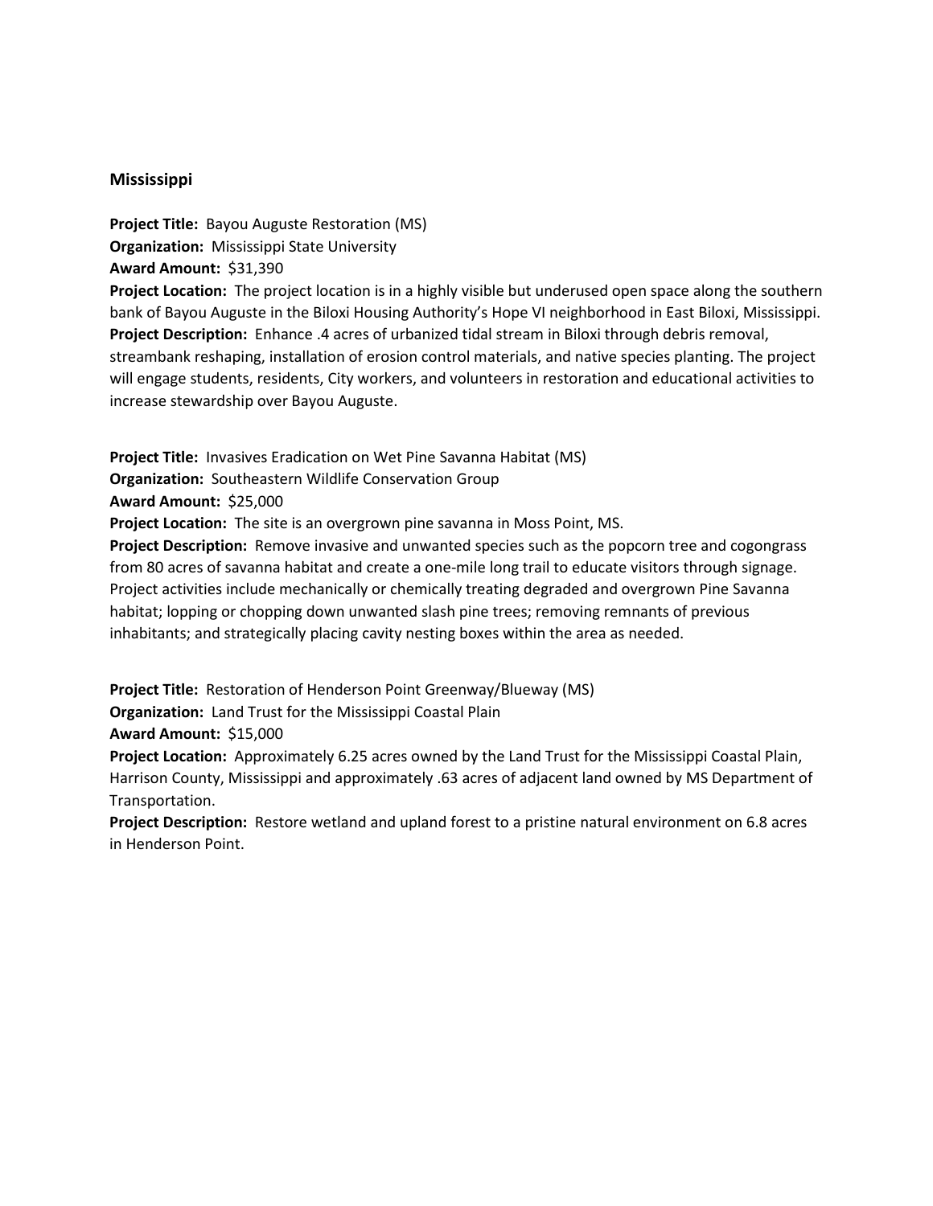## Mississippi

**Project Title:** Bayou Auguste Restoration (MS)
**Organization:** Mississippi State University
**Award Amount:** $31,390
**Project Location:** The project location is in a highly visible but underused open space along the southern bank of Bayou Auguste in the Biloxi Housing Authority's Hope VI neighborhood in East Biloxi, Mississippi.
**Project Description:** Enhance .4 acres of urbanized tidal stream in Biloxi through debris removal, streambank reshaping, installation of erosion control materials, and native species planting. The project will engage students, residents, City workers, and volunteers in restoration and educational activities to increase stewardship over Bayou Auguste.

**Project Title:** Invasives Eradication on Wet Pine Savanna Habitat (MS)
**Organization:** Southeastern Wildlife Conservation Group
**Award Amount:** $25,000
**Project Location:** The site is an overgrown pine savanna in Moss Point, MS.
**Project Description:** Remove invasive and unwanted species such as the popcorn tree and cogongrass from 80 acres of savanna habitat and create a one-mile long trail to educate visitors through signage. Project activities include mechanically or chemically treating degraded and overgrown Pine Savanna habitat; lopping or chopping down unwanted slash pine trees; removing remnants of previous inhabitants; and strategically placing cavity nesting boxes within the area as needed.

**Project Title:** Restoration of Henderson Point Greenway/Blueway (MS)
**Organization:** Land Trust for the Mississippi Coastal Plain
**Award Amount:** $15,000
**Project Location:** Approximately 6.25 acres owned by the Land Trust for the Mississippi Coastal Plain, Harrison County, Mississippi and approximately .63 acres of adjacent land owned by MS Department of Transportation.
**Project Description:** Restore wetland and upland forest to a pristine natural environment on 6.8 acres in Henderson Point.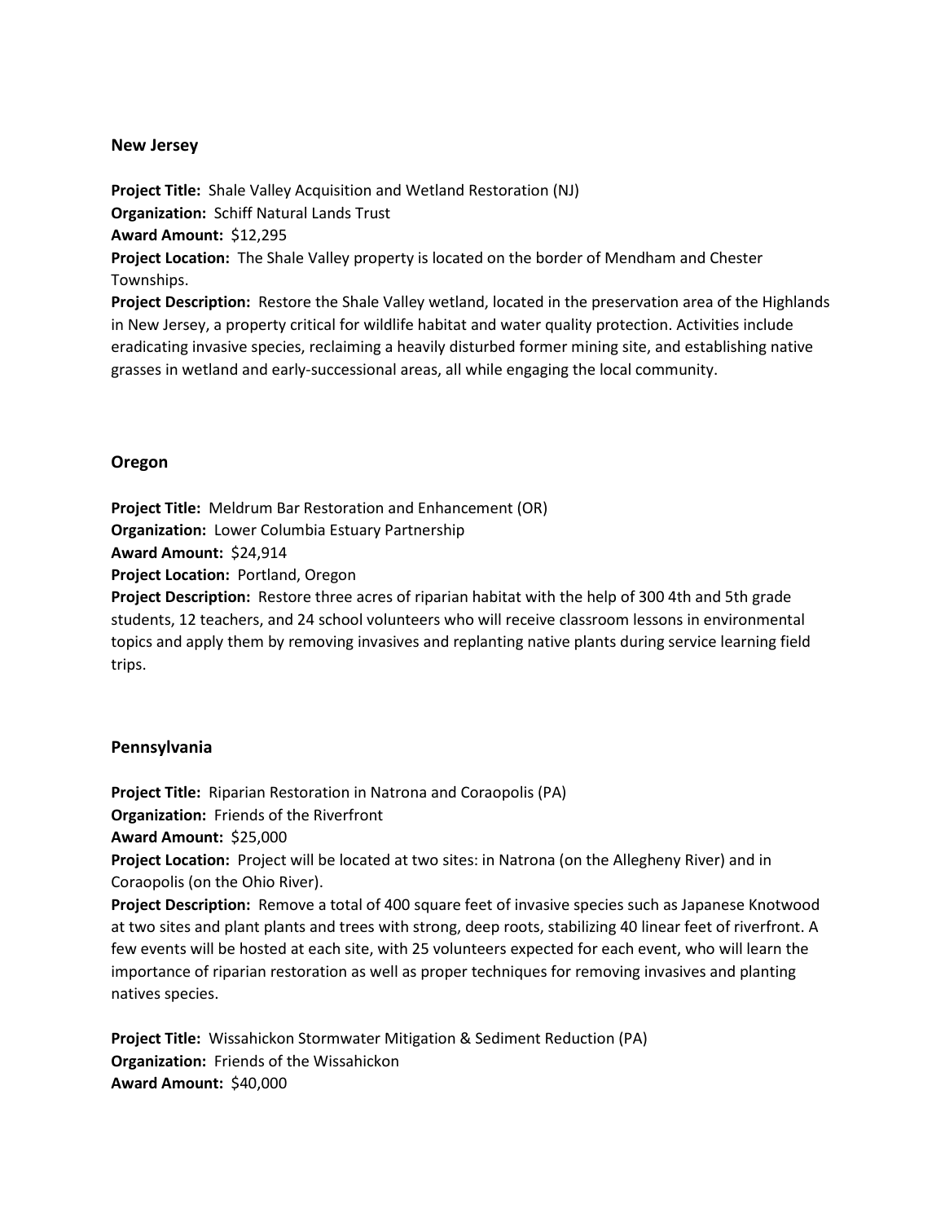## New Jersey

**Project Title:** Shale Valley Acquisition and Wetland Restoration (NJ)
**Organization:** Schiff Natural Lands Trust
**Award Amount:** $12,295
**Project Location:** The Shale Valley property is located on the border of Mendham and Chester Townships.
**Project Description:** Restore the Shale Valley wetland, located in the preservation area of the Highlands in New Jersey, a property critical for wildlife habitat and water quality protection. Activities include eradicating invasive species, reclaiming a heavily disturbed former mining site, and establishing native grasses in wetland and early-successional areas, all while engaging the local community.

## Oregon

**Project Title:** Meldrum Bar Restoration and Enhancement (OR)
**Organization:** Lower Columbia Estuary Partnership
**Award Amount:** $24,914
**Project Location:** Portland, Oregon
**Project Description:** Restore three acres of riparian habitat with the help of 300 4th and 5th grade students, 12 teachers, and 24 school volunteers who will receive classroom lessons in environmental topics and apply them by removing invasives and replanting native plants during service learning field trips.

## Pennsylvania

**Project Title:** Riparian Restoration in Natrona and Coraopolis (PA)
**Organization:** Friends of the Riverfront
**Award Amount:** $25,000
**Project Location:** Project will be located at two sites: in Natrona (on the Allegheny River) and in Coraopolis (on the Ohio River).
**Project Description:** Remove a total of 400 square feet of invasive species such as Japanese Knotwood at two sites and plant plants and trees with strong, deep roots, stabilizing 40 linear feet of riverfront. A few events will be hosted at each site, with 25 volunteers expected for each event, who will learn the importance of riparian restoration as well as proper techniques for removing invasives and planting natives species.

**Project Title:** Wissahickon Stormwater Mitigation & Sediment Reduction (PA)
**Organization:** Friends of the Wissahickon
**Award Amount:** $40,000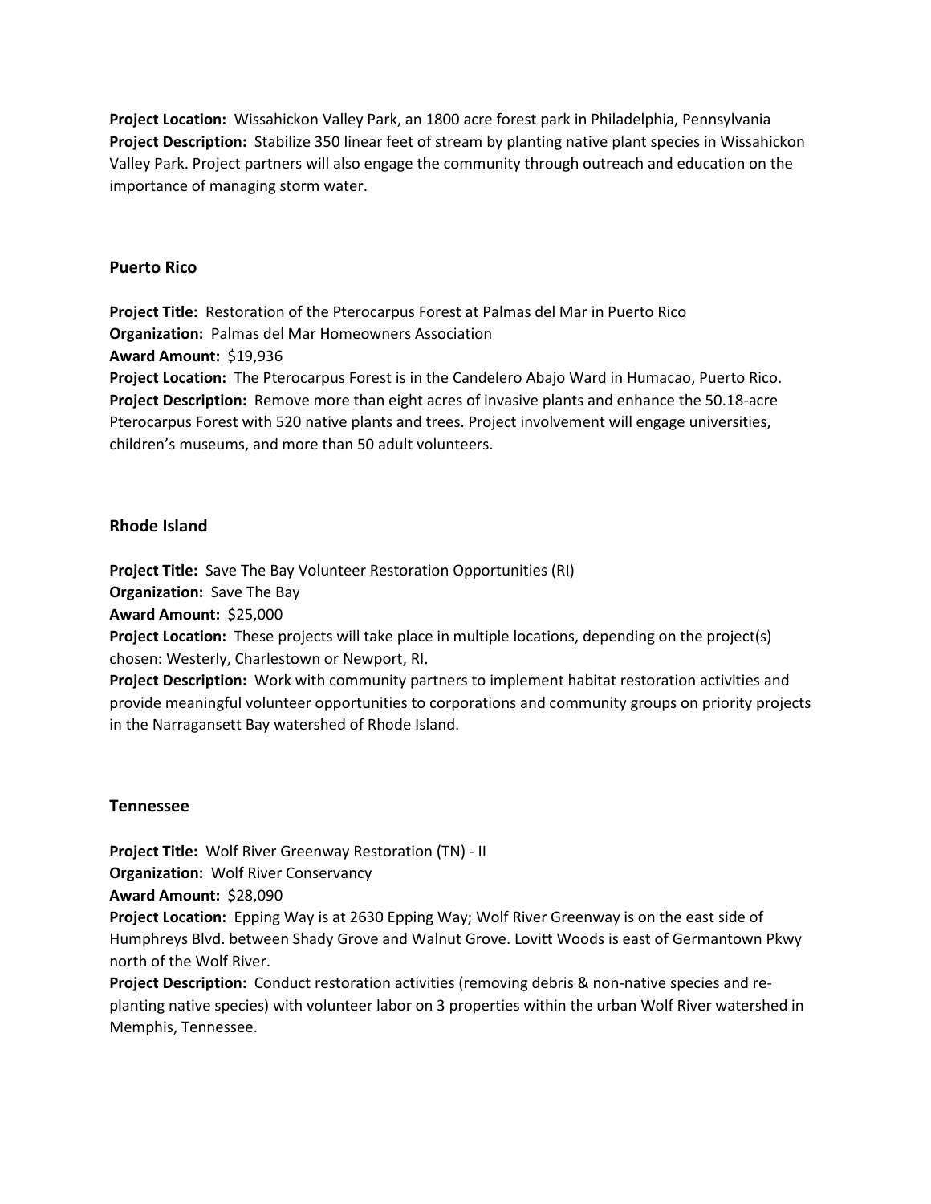**Project Location:** Wissahickon Valley Park, an 1800 acre forest park in Philadelphia, Pennsylvania
**Project Description:** Stabilize 350 linear feet of stream by planting native plant species in Wissahickon Valley Park. Project partners will also engage the community through outreach and education on the importance of managing storm water.

### Puerto Rico

**Project Title:** Restoration of the Pterocarpus Forest at Palmas del Mar in Puerto Rico
**Organization:** Palmas del Mar Homeowners Association
**Award Amount:** $19,936
**Project Location:** The Pterocarpus Forest is in the Candelero Abajo Ward in Humacao, Puerto Rico.
**Project Description:** Remove more than eight acres of invasive plants and enhance the 50.18-acre Pterocarpus Forest with 520 native plants and trees. Project involvement will engage universities, children's museums, and more than 50 adult volunteers.

### Rhode Island

**Project Title:** Save The Bay Volunteer Restoration Opportunities (RI)
**Organization:** Save The Bay
**Award Amount:** $25,000
**Project Location:** These projects will take place in multiple locations, depending on the project(s) chosen: Westerly, Charlestown or Newport, RI.
**Project Description:** Work with community partners to implement habitat restoration activities and provide meaningful volunteer opportunities to corporations and community groups on priority projects in the Narragansett Bay watershed of Rhode Island.

### Tennessee

**Project Title:** Wolf River Greenway Restoration (TN) - II
**Organization:** Wolf River Conservancy
**Award Amount:** $28,090
**Project Location:** Epping Way is at 2630 Epping Way; Wolf River Greenway is on the east side of Humphreys Blvd. between Shady Grove and Walnut Grove. Lovitt Woods is east of Germantown Pkwy north of the Wolf River.
**Project Description:** Conduct restoration activities (removing debris & non-native species and re-planting native species) with volunteer labor on 3 properties within the urban Wolf River watershed in Memphis, Tennessee.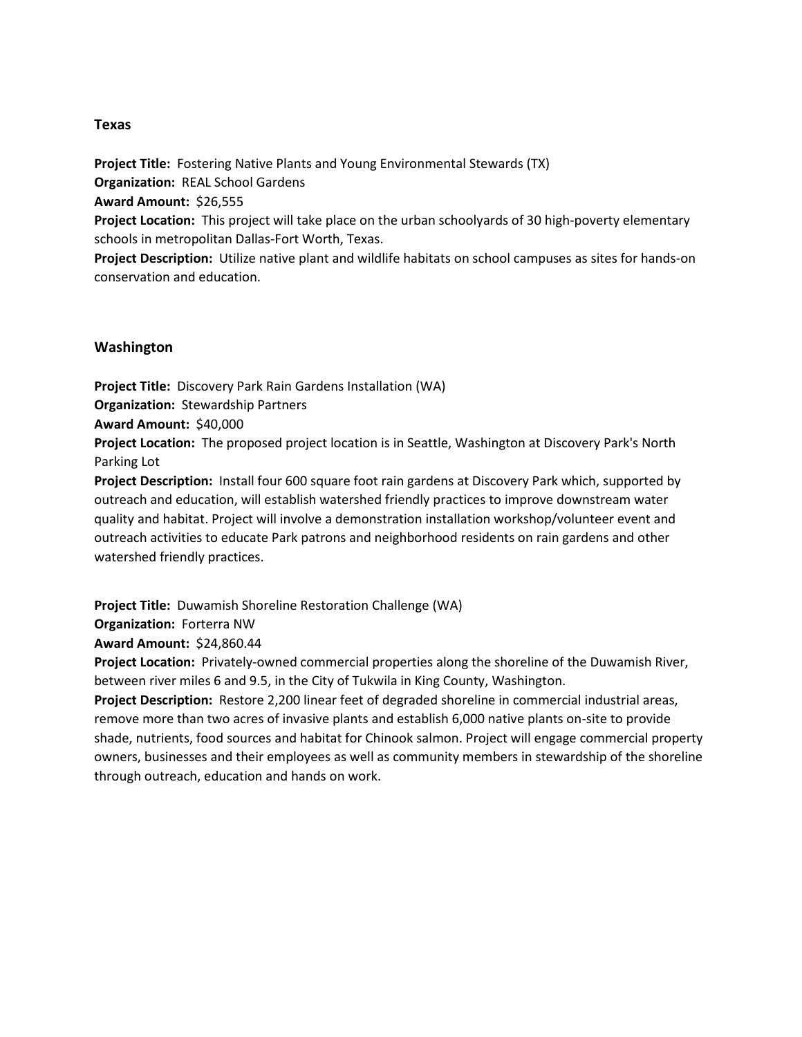## Texas

**Project Title:** Fostering Native Plants and Young Environmental Stewards (TX)
**Organization:** REAL School Gardens
**Award Amount:** $26,555
**Project Location:** This project will take place on the urban schoolyards of 30 high-poverty elementary schools in metropolitan Dallas-Fort Worth, Texas.
**Project Description:** Utilize native plant and wildlife habitats on school campuses as sites for hands-on conservation and education.

## Washington

**Project Title:** Discovery Park Rain Gardens Installation (WA)
**Organization:** Stewardship Partners
**Award Amount:** $40,000
**Project Location:** The proposed project location is in Seattle, Washington at Discovery Park's North Parking Lot
**Project Description:** Install four 600 square foot rain gardens at Discovery Park which, supported by outreach and education, will establish watershed friendly practices to improve downstream water quality and habitat. Project will involve a demonstration installation workshop/volunteer event and outreach activities to educate Park patrons and neighborhood residents on rain gardens and other watershed friendly practices.

**Project Title:** Duwamish Shoreline Restoration Challenge (WA)
**Organization:** Forterra NW
**Award Amount:** $24,860.44
**Project Location:** Privately-owned commercial properties along the shoreline of the Duwamish River, between river miles 6 and 9.5, in the City of Tukwila in King County, Washington.
**Project Description:** Restore 2,200 linear feet of degraded shoreline in commercial industrial areas, remove more than two acres of invasive plants and establish 6,000 native plants on-site to provide shade, nutrients, food sources and habitat for Chinook salmon. Project will engage commercial property owners, businesses and their employees as well as community members in stewardship of the shoreline through outreach, education and hands on work.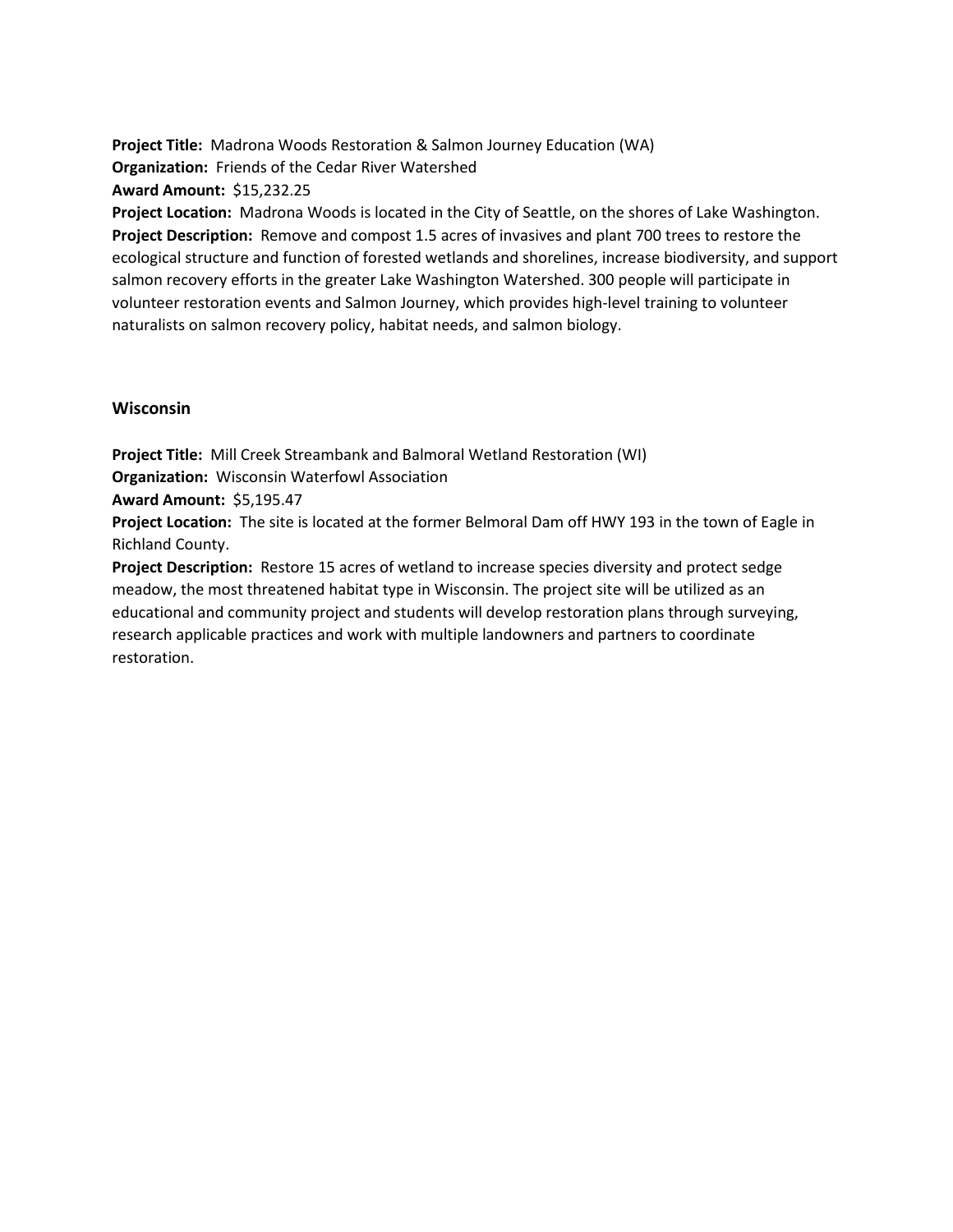**Project Title:** Madrona Woods Restoration & Salmon Journey Education (WA)
**Organization:** Friends of the Cedar River Watershed
**Award Amount:** $15,232.25
**Project Location:** Madrona Woods is located in the City of Seattle, on the shores of Lake Washington.
**Project Description:** Remove and compost 1.5 acres of invasives and plant 700 trees to restore the ecological structure and function of forested wetlands and shorelines, increase biodiversity, and support salmon recovery efforts in the greater Lake Washington Watershed. 300 people will participate in volunteer restoration events and Salmon Journey, which provides high-level training to volunteer naturalists on salmon recovery policy, habitat needs, and salmon biology.

## Wisconsin

**Project Title:** Mill Creek Streambank and Balmoral Wetland Restoration (WI)
**Organization:** Wisconsin Waterfowl Association
**Award Amount:** $5,195.47
**Project Location:** The site is located at the former Belmoral Dam off HWY 193 in the town of Eagle in Richland County.
**Project Description:** Restore 15 acres of wetland to increase species diversity and protect sedge meadow, the most threatened habitat type in Wisconsin. The project site will be utilized as an educational and community project and students will develop restoration plans through surveying, research applicable practices and work with multiple landowners and partners to coordinate restoration.